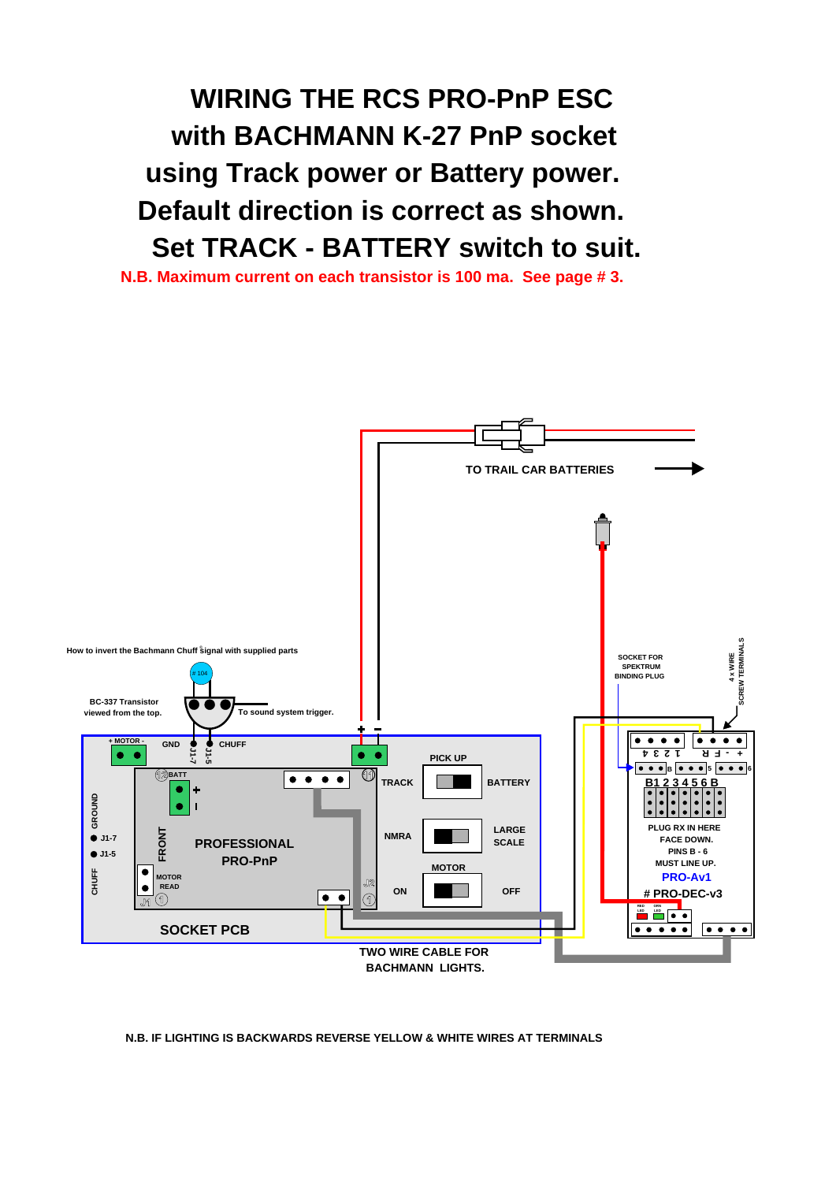# WIRING THE RCS PRO-PnP ESC with BACHMANN K-27 PnP socket using Track power or Battery power. Default direction is correct as shown. Set TRACK - BATTERY switch to suit.

**N.B. Maximum current on each transistor is 100 ma. See page # 3.**

TO TRAIL CAR BATTERIES

How to invert the Bachmann Chuff signal with supplied parts

# 104

BC-337 Transistor viewed from the top.

To sound system trigger.

SOCKET FOR SPEKTRUM BINDING PLUG

4 x WIRE SCREW TERMINALS

+ MOTOR -

GND

J1-7

J1-5

CHUFF

+ -

PICK UP

TRACK

BATTERY

BATT

GROUND

J1-7

J1-5

CHUFF

FRONT

PROFESSIONAL PRO-PnP

MOTOR READ

J1

J2

NMRA

LARGE SCALE

MOTOR

ON

OFF

SOCKET PCB

TWO WIRE CABLE FOR BACHMANN LIGHTS.

4 3 2 1

R F - +

B 5 6

B1 2 3 4 5 6 B

PLUG RX IN HERE FACE DOWN. PINS B - 6 MUST LINE UP.

PRO-Av1

# PRO-DEC-v3

RED LED

GRN LED

N.B. IF LIGHTING IS BACKWARDS REVERSE YELLOW & WHITE WIRES AT TERMINALS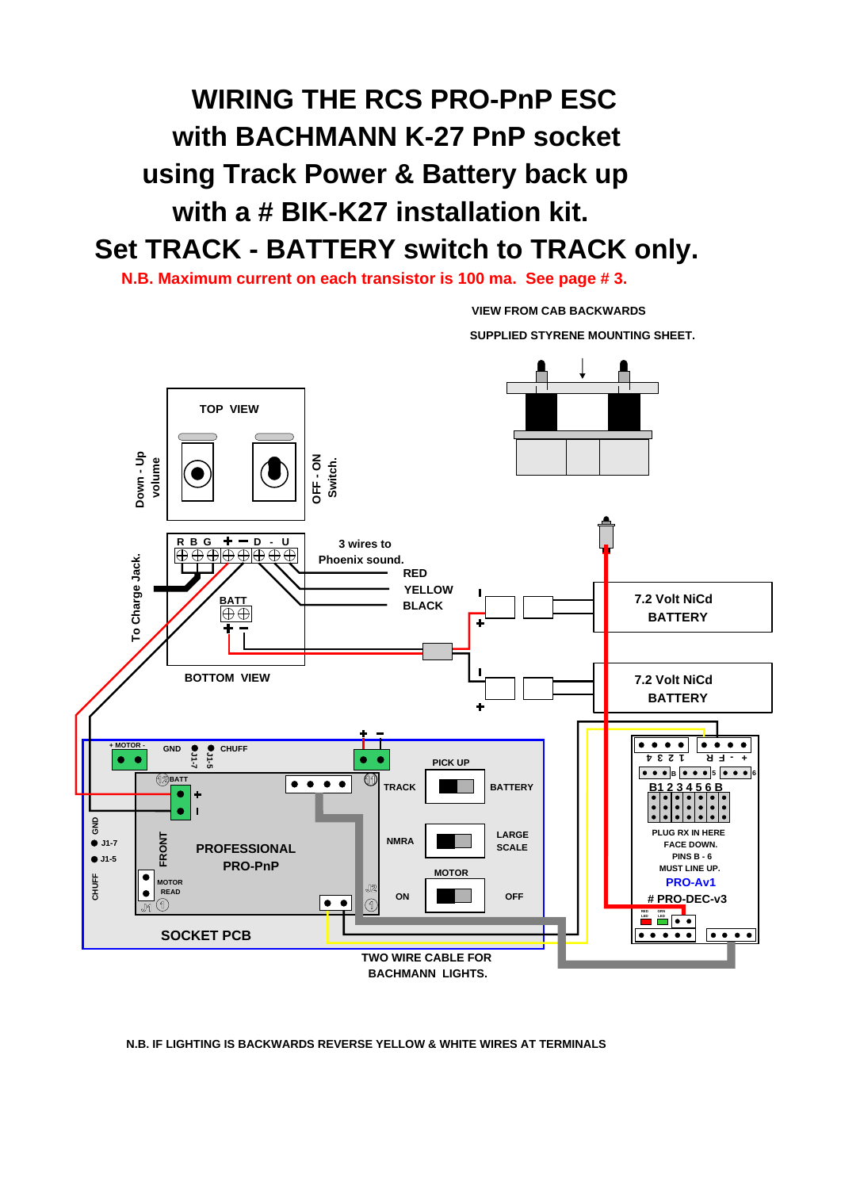# WIRING THE RCS PRO-PnP ESC with BACHMANN K-27 PnP socket using Track Power & Battery back up with a # BIK-K27 installation kit. Set TRACK - BATTERY switch to TRACK only.

**N.B. Maximum current on each transistor is 100 ma. See page # 3.**

VIEW FROM CAB BACKWARDS

SUPPLIED STYRENE MOUNTING SHEET.

TOP VIEW

Down - Up volume

OFF - ON Switch.

R B G + − D - U

3 wires to Phoenix sound.

RED

YELLOW

BLACK

To Charge Jack.

BATT

BOTTOM VIEW

7.2 Volt NiCd BATTERY

7.2 Volt NiCd BATTERY

+ MOTOR - GND J1-7 J1-5 CHUFF

BATT

PICK UP

TRACK BATTERY

NMRA LARGE SCALE

MOTOR

ON OFF

GND J1-7 J1-5 CHUFF

FRONT

PROFESSIONAL PRO-PnP

MOTOR READ J1

J2

SOCKET PCB

4 3 2 1 R F - +

B 5 6

B1 2 3 4 5 6 B

PLUG RX IN HERE FACE DOWN. PINS B - 6 MUST LINE UP.

PRO-Av1

# PRO-DEC-v3

RED LED GRN LED

TWO WIRE CABLE FOR BACHMANN LIGHTS.

N.B. IF LIGHTING IS BACKWARDS REVERSE YELLOW & WHITE WIRES AT TERMINALS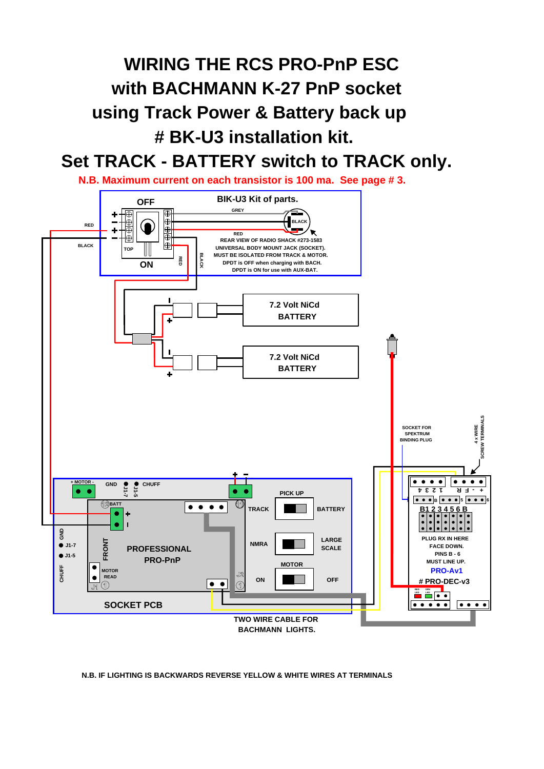# WIRING THE RCS PRO-PnP ESC with BACHMANN K-27 PnP socket using Track Power & Battery back up # BK-U3 installation kit.

## Set TRACK - BATTERY switch to TRACK only.

**N.B. Maximum current on each transistor is 100 ma. See page # 3.**

**BIK-U3 Kit of parts.**

OFF

ON

TOP

GREY

BLACK

RED

REAR VIEW OF RADIO SHACK #273-1583
UNIVERSAL BODY MOUNT JACK (SOCKET).
MUST BE ISOLATED FROM TRACK & MOTOR.
DPDT is OFF when charging with BACH.
DPDT is ON for use with AUX-BAT.

7.2 Volt NiCd BATTERY

7.2 Volt NiCd BATTERY

SOCKET FOR SPEKTRUM BINDING PLUG

4 x WIRE SCREW TERMINALS

+ MOTOR -

GND

J1-7

J1-5

CHUFF

BATT

PICK UP

TRACK

BATTERY

NMRA

LARGE SCALE

MOTOR

ON

OFF

FRONT

PROFESSIONAL PRO-PnP

MOTOR READ

SOCKET PCB

B1 2 3 4 5 6 B

PLUG RX IN HERE FACE DOWN. PINS B - 6 MUST LINE UP.

PRO-Av1

# PRO-DEC-v3

RED LED

GRN LED

TWO WIRE CABLE FOR BACHMANN LIGHTS.

N.B. IF LIGHTING IS BACKWARDS REVERSE YELLOW & WHITE WIRES AT TERMINALS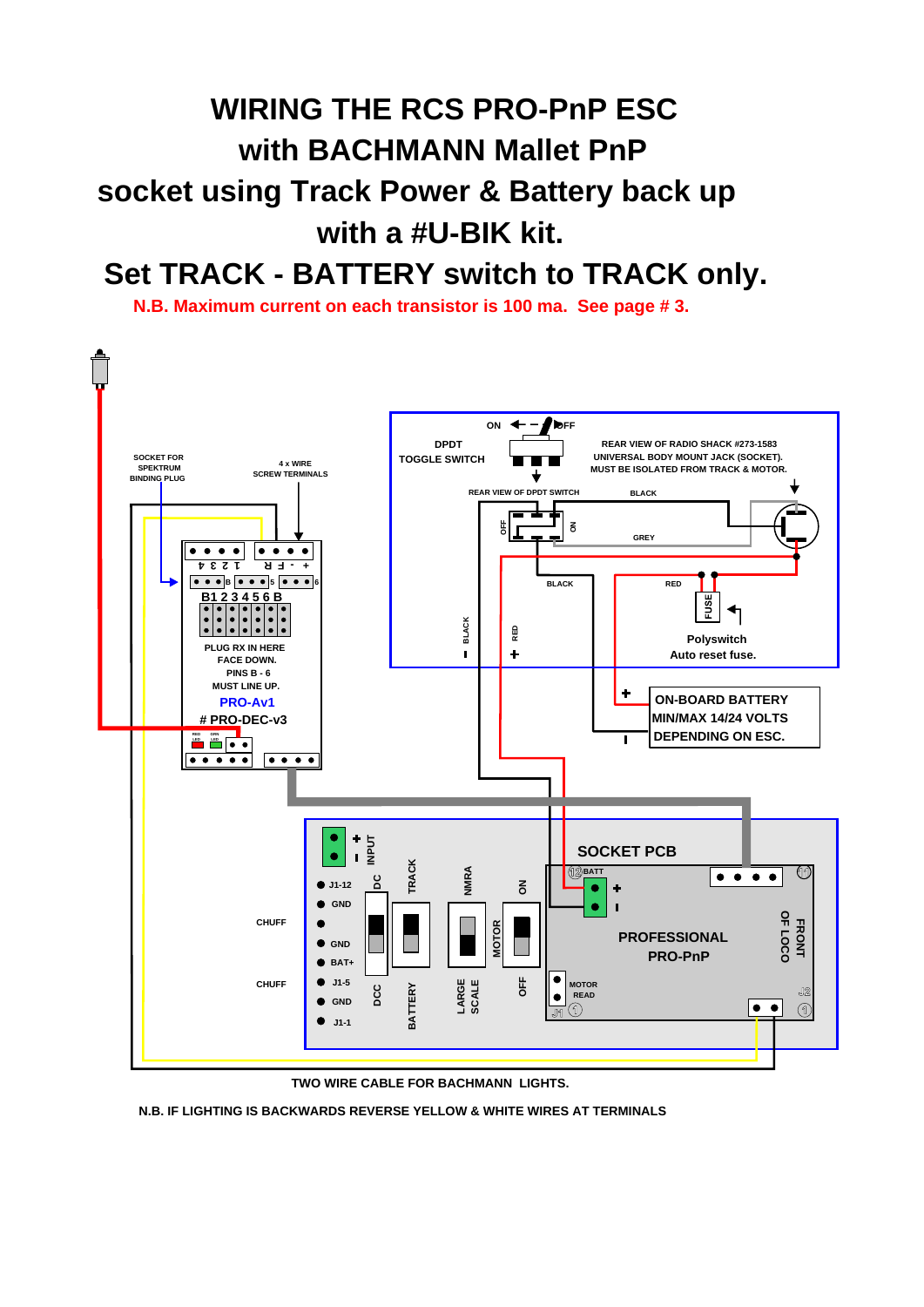# WIRING THE RCS PRO-PnP ESC with BACHMANN Mallet PnP socket using Track Power & Battery back up with a #U-BIK kit.

# Set TRACK - BATTERY switch to TRACK only.

**N.B. Maximum current on each transistor is 100 ma. See page # 3.**

ON OFF

DPDT TOGGLE SWITCH

REAR VIEW OF RADIO SHACK #273-1583 UNIVERSAL BODY MOUNT JACK (SOCKET). MUST BE ISOLATED FROM TRACK & MOTOR.

REAR VIEW OF DPDT SWITCH

OFF ON

BLACK

GREY

BLACK

RED

FUSE

Polyswitch Auto reset fuse.

BLACK

RED

SOCKET FOR SPEKTRUM BINDING PLUG

4 x WIRE SCREW TERMINALS

4 3 2 1

R F - +

B 5 6

B1 2 3 4 5 6 B

PLUG RX IN HERE FACE DOWN. PINS B - 6 MUST LINE UP.

PRO-Av1

# PRO-DEC-v3

RED LED GRN LED

ON-BOARD BATTERY MIN/MAX 14/24 VOLTS DEPENDING ON ESC.

INPUT

J1-12

GND

CHUFF

GND

BAT+

CHUFF

J1-5

GND

J1-1

DC DCC

TRACK BATTERY

NMRA LARGE SCALE

MOTOR

ON OFF

SOCKET PCB

BATT

PROFESSIONAL PRO-PnP

FRONT OF LOCO

MOTOR READ

J1 J2

TWO WIRE CABLE FOR BACHMANN LIGHTS.

N.B. IF LIGHTING IS BACKWARDS REVERSE YELLOW & WHITE WIRES AT TERMINALS